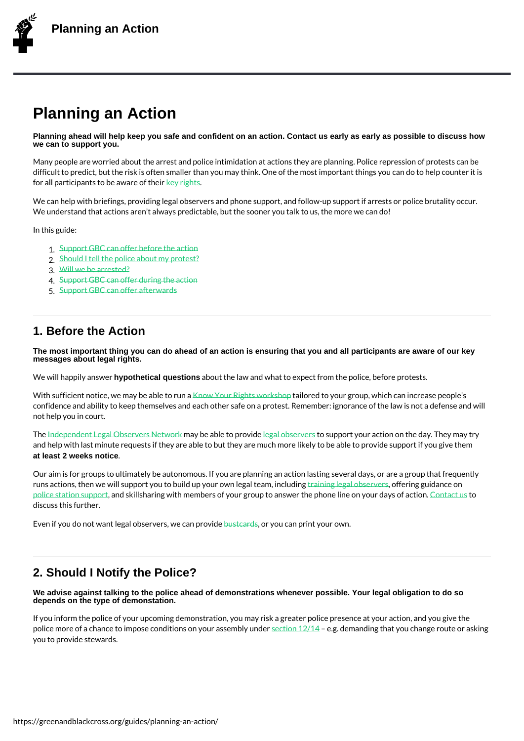# Planning an Action

**Planning ahead will help keep you safe and confident on an action. Contact us early as early as possible to discuss how we can to support you.**

Many people are worried about the arrest and police intimidation at actions they are planning. Police repression of protests can be difficult to predict, but the risk is often smaller than you may think. One of the most important things you can do to help counter it is for all participants to be aware of their key rights.

We can help with briefings, providing legal observers and phone support, and follow-up support if arrests or police brutality occur. We understand that actions aren't always predictable, but the sooner you talk to us, the more we can do!

In this guide:

1. Support GBC can offer before the action
2. Should I tell the police about my protest?
3. Will we be arrested?
4. Support GBC can offer during the action
5. Support GBC can offer afterwards

## 1. Before the Action

**The most important thing you can do ahead of an action is ensuring that you and all participants are aware of our key messages about legal rights.**

We will happily answer **hypothetical questions** about the law and what to expect from the police, before protests.

With sufficient notice, we may be able to run a Know Your Rights workshop tailored to your group, which can increase people's confidence and ability to keep themselves and each other safe on a protest. Remember: ignorance of the law is not a defense and will not help you in court.

The Independent Legal Observers Network may be able to provide legal observers to support your action on the day. They may try and help with last minute requests if they are able to but they are much more likely to be able to provide support if you give them **at least 2 weeks notice**.

Our aim is for groups to ultimately be autonomous. If you are planning an action lasting several days, or are a group that frequently runs actions, then we will support you to build up your own legal team, including training legal observers, offering guidance on police station support, and skillsharing with members of your group to answer the phone line on your days of action. Contact us to discuss this further.

Even if you do not want legal observers, we can provide bustcards, or you can print your own.

## 2. Should I Notify the Police?

**We advise against talking to the police ahead of demonstrations whenever possible. Your legal obligation to do so depends on the type of demonstation.**

If you inform the police of your upcoming demonstration, you may risk a greater police presence at your action, and you give the police more of a chance to impose conditions on your assembly under section 12/14 – e.g. demanding that you change route or asking you to provide stewards.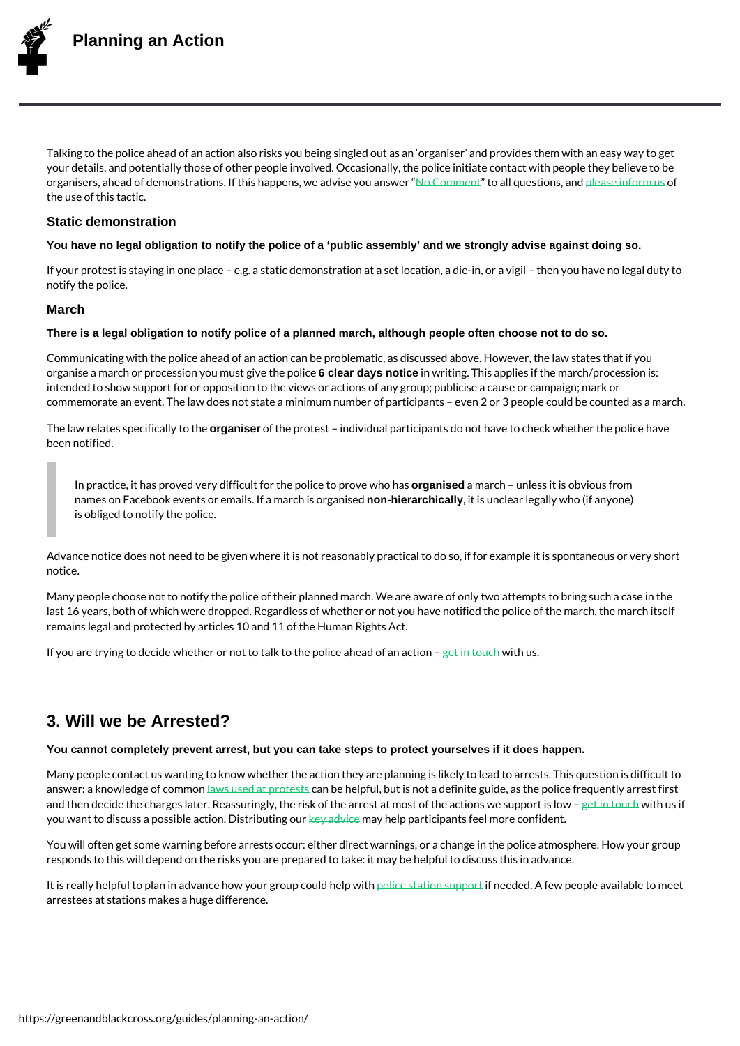Talking to the police ahead of an action also risks you being singled out as an 'organiser' and provides them with an easy way to get your details, and potentially those of other people involved. Occasionally, the police initiate contact with people they believe to be organisers, ahead of demonstrations. If this happens, we advise you answer "No Comment" to all questions, and please inform us of the use of this tactic.

### Static demonstration

**You have no legal obligation to notify the police of a 'public assembly' and we strongly advise against doing so.**

If your protest is staying in one place – e.g. a static demonstration at a set location, a die-in, or a vigil – then you have no legal duty to notify the police.

### March

**There is a legal obligation to notify police of a planned march, although people often choose not to do so.**

Communicating with the police ahead of an action can be problematic, as discussed above. However, the law states that if you organise a march or procession you must give the police **6 clear days notice** in writing. This applies if the march/procession is: intended to show support for or opposition to the views or actions of any group; publicise a cause or campaign; mark or commemorate an event. The law does not state a minimum number of participants – even 2 or 3 people could be counted as a march.

The law relates specifically to the **organiser** of the protest – individual participants do not have to check whether the police have been notified.

> In practice, it has proved very difficult for the police to prove who has **organised** a march – unless it is obvious from names on Facebook events or emails. If a march is organised **non-hierarchically**, it is unclear legally who (if anyone) is obliged to notify the police.

Advance notice does not need to be given where it is not reasonably practical to do so, if for example it is spontaneous or very short notice.

Many people choose not to notify the police of their planned march. We are aware of only two attempts to bring such a case in the last 16 years, both of which were dropped. Regardless of whether or not you have notified the police of the march, the march itself remains legal and protected by articles 10 and 11 of the Human Rights Act.

If you are trying to decide whether or not to talk to the police ahead of an action – get in touch with us.

## 3. Will we be Arrested?

**You cannot completely prevent arrest, but you can take steps to protect yourselves if it does happen.**

Many people contact us wanting to know whether the action they are planning is likely to lead to arrests. This question is difficult to answer: a knowledge of common laws used at protests can be helpful, but is not a definite guide, as the police frequently arrest first and then decide the charges later. Reassuringly, the risk of the arrest at most of the actions we support is low – get in touch with us if you want to discuss a possible action. Distributing our key advice may help participants feel more confident.

You will often get some warning before arrests occur: either direct warnings, or a change in the police atmosphere. How your group responds to this will depend on the risks you are prepared to take: it may be helpful to discuss this in advance.

It is really helpful to plan in advance how your group could help with police station support if needed. A few people available to meet arrestees at stations makes a huge difference.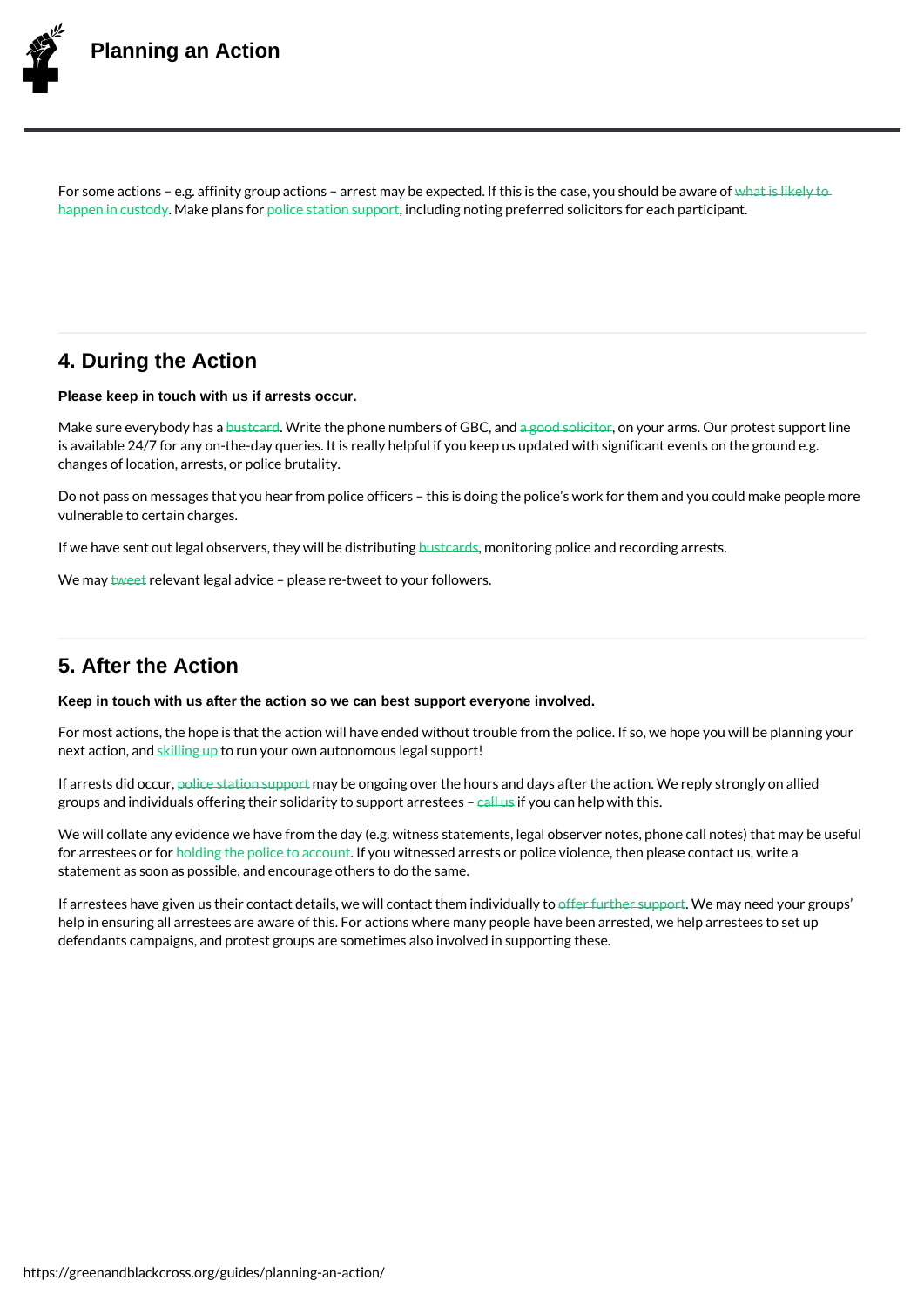For some actions – e.g. affinity group actions – arrest may be expected. If this is the case, you should be aware of what is likely to happen in custody. Make plans for police station support, including noting preferred solicitors for each participant.

## 4. During the Action

**Please keep in touch with us if arrests occur.**

Make sure everybody has a bustcard. Write the phone numbers of GBC, and a good solicitor, on your arms. Our protest support line is available 24/7 for any on-the-day queries. It is really helpful if you keep us updated with significant events on the ground e.g. changes of location, arrests, or police brutality.

Do not pass on messages that you hear from police officers – this is doing the police's work for them and you could make people more vulnerable to certain charges.

If we have sent out legal observers, they will be distributing bustcards, monitoring police and recording arrests.

We may tweet relevant legal advice – please re-tweet to your followers.

## 5. After the Action

**Keep in touch with us after the action so we can best support everyone involved.**

For most actions, the hope is that the action will have ended without trouble from the police. If so, we hope you will be planning your next action, and skilling up to run your own autonomous legal support!

If arrests did occur, police station support may be ongoing over the hours and days after the action. We reply strongly on allied groups and individuals offering their solidarity to support arrestees – call us if you can help with this.

We will collate any evidence we have from the day (e.g. witness statements, legal observer notes, phone call notes) that may be useful for arrestees or for holding the police to account. If you witnessed arrests or police violence, then please contact us, write a statement as soon as possible, and encourage others to do the same.

If arrestees have given us their contact details, we will contact them individually to offer further support. We may need your groups' help in ensuring all arrestees are aware of this. For actions where many people have been arrested, we help arrestees to set up defendants campaigns, and protest groups are sometimes also involved in supporting these.